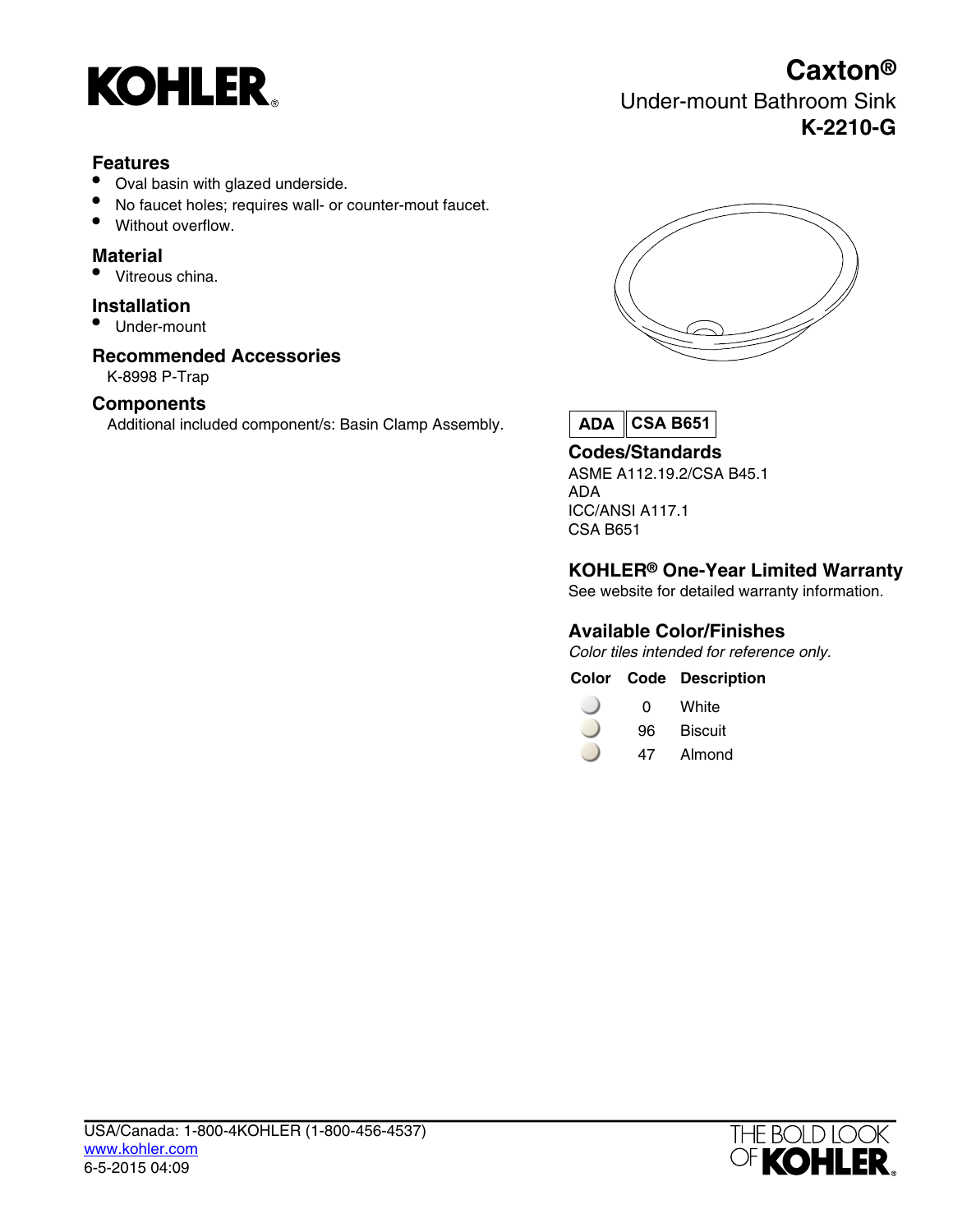KOHLER®

# Caxton®

Under-mount Bathroom Sink

**K-2210-G**

## Features

- Oval basin with glazed underside.
- No faucet holes; requires wall- or counter-mout faucet.
- Without overflow.

## Material

- Vitreous china.

## Installation

- Under-mount

## Recommended Accessories

K-8998 P-Trap

## Components

Additional included component/s: Basin Clamp Assembly.

**ADA** | **CSA B651**

## Codes/Standards

ASME A112.19.2/CSA B45.1
ADA
ICC/ANSI A117.1
CSA B651

## KOHLER® One-Year Limited Warranty

See website for detailed warranty information.

## Available Color/Finishes

*Color tiles intended for reference only.*

| Color | Code | Description |
| --- | --- | --- |
| | 0 | White |
| | 96 | Biscuit |
| | 47 | Almond |

USA/Canada: 1-800-4KOHLER (1-800-456-4537)
www.kohler.com
6-5-2015 04:09

THE BOLD LOOK OF KOHLER®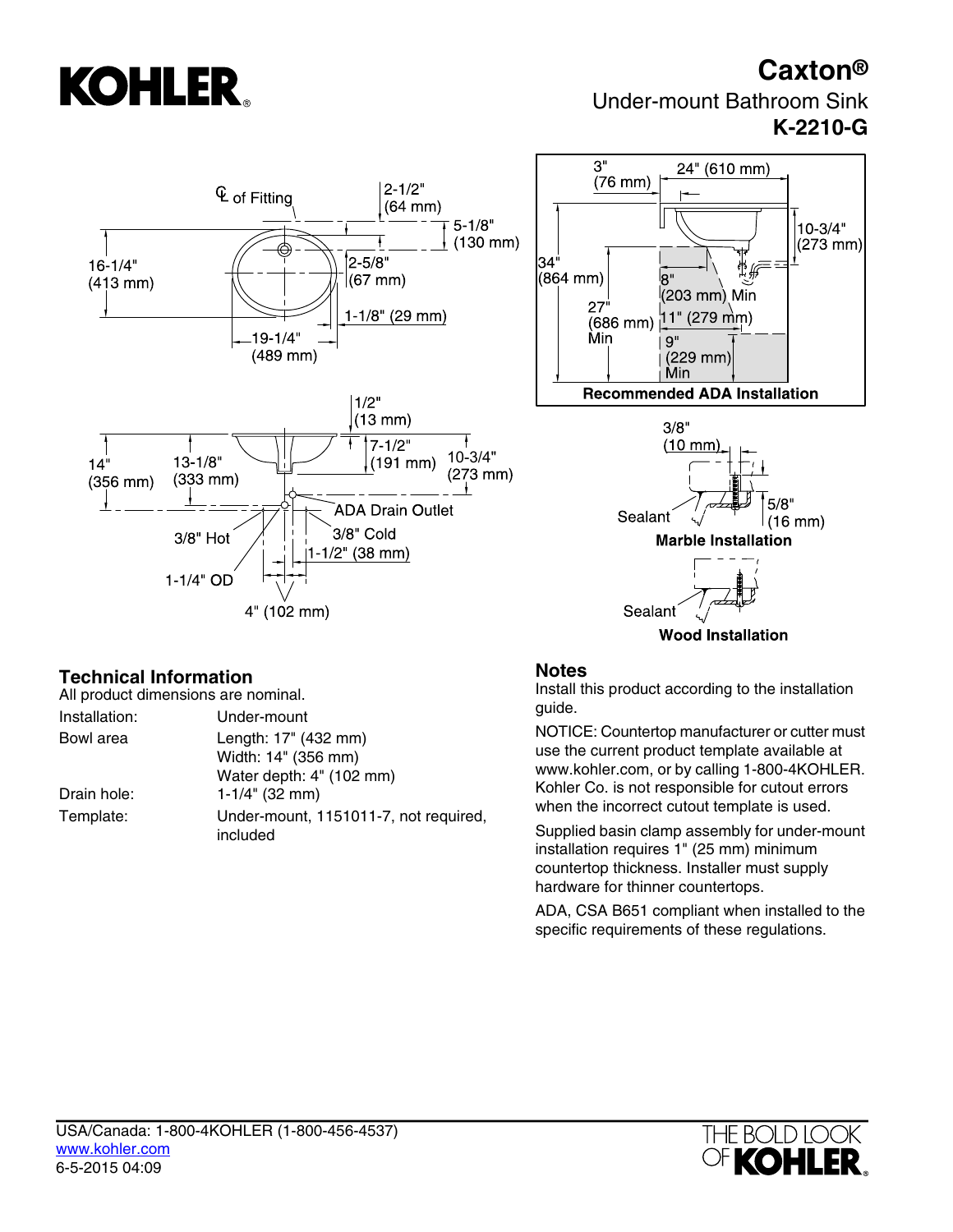# KOHLER.

## Caxton®

Under-mount Bathroom Sink

**K-2210-G**

℄ of Fitting

2-1/2"
(64 mm)

5-1/8"
(130 mm)

16-1/4"
(413 mm)

2-5/8"
(67 mm)

1-1/8" (29 mm)

19-1/4"
(489 mm)

1/2"
(13 mm)

14"
(356 mm)

13-1/8"
(333 mm)

7-1/2"
(191 mm)

10-3/4"
(273 mm)

ADA Drain Outlet

3/8" Hot

3/8" Cold

1-1/2" (38 mm)

1-1/4" OD

4" (102 mm)

3"
(76 mm)

24" (610 mm)

10-3/4"
(273 mm)

34"
(864 mm)

8"
(203 mm) Min

27"
(686 mm)
Min

11" (279 mm)

9"
(229 mm)
Min

**Recommended ADA Installation**

3/8"
(10 mm)

Sealant

5/8"
(16 mm)

**Marble Installation**

Sealant

**Wood Installation**

## Technical Information

All product dimensions are nominal.

| | |
|---|---|
| Installation: | Under-mount |
| Bowl area | Length: 17" (432 mm)<br>Width: 14" (356 mm)<br>Water depth: 4" (102 mm) |
| Drain hole: | 1-1/4" (32 mm) |
| Template: | Under-mount, 1151011-7, not required, included |

## Notes

Install this product according to the installation guide.

NOTICE: Countertop manufacturer or cutter must use the current product template available at www.kohler.com, or by calling 1-800-4KOHLER. Kohler Co. is not responsible for cutout errors when the incorrect cutout template is used.

Supplied basin clamp assembly for under-mount installation requires 1" (25 mm) minimum countertop thickness. Installer must supply hardware for thinner countertops.

ADA, CSA B651 compliant when installed to the specific requirements of these regulations.

USA/Canada: 1-800-4KOHLER (1-800-456-4537)
www.kohler.com
6-5-2015 04:09

THE BOLD LOOK OF KOHLER.